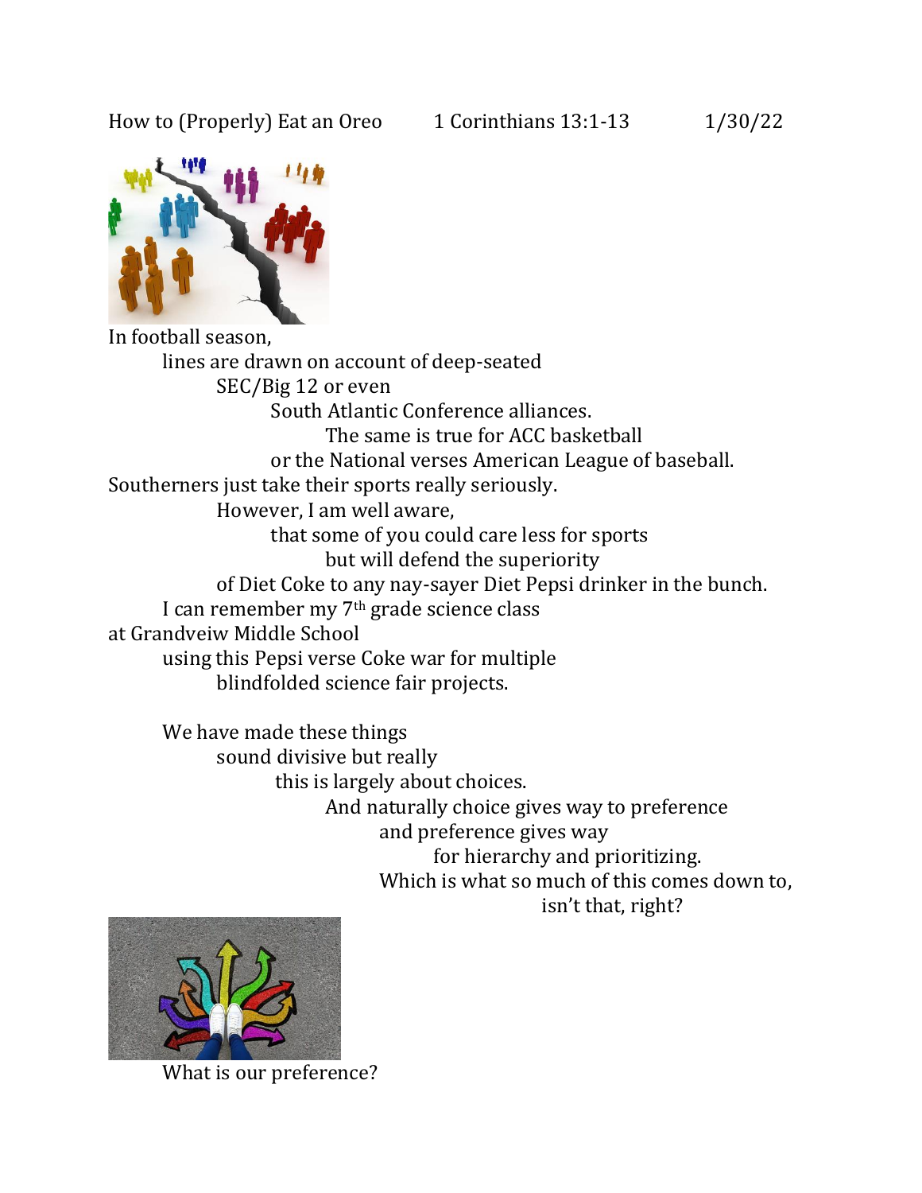How to (Properly) Eat an Oreo 1 Corinthians 13:1-13 1/30/22

In football season,
lines are drawn on account of deep-seated
SEC/Big 12 or even
South Atlantic Conference alliances.
The same is true for ACC basketball
or the National verses American League of baseball.
Southerners just take their sports really seriously.
However, I am well aware,
that some of you could care less for sports
but will defend the superiority
of Diet Coke to any nay-sayer Diet Pepsi drinker in the bunch.
I can remember my 7th grade science class
at Grandveiw Middle School
using this Pepsi verse Coke war for multiple
blindfolded science fair projects.

We have made these things
sound divisive but really
this is largely about choices.
And naturally choice gives way to preference
and preference gives way
for hierarchy and prioritizing.
Which is what so much of this comes down to,
isn't that, right?

What is our preference?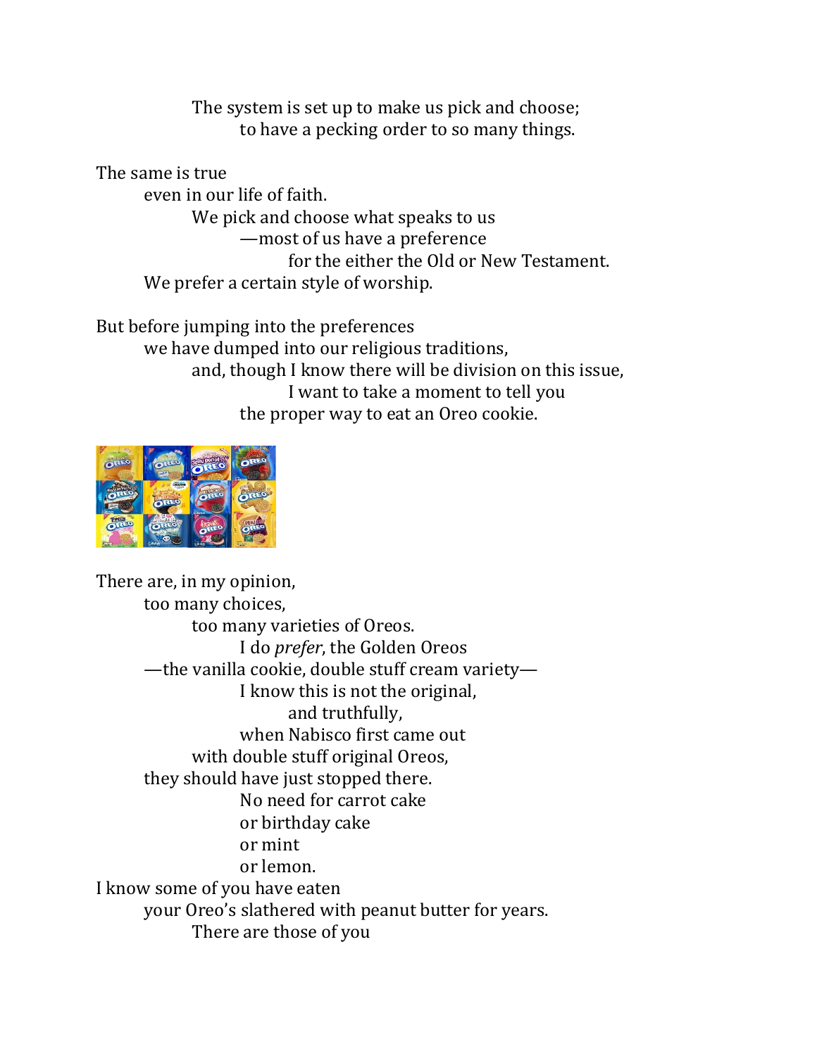The system is set up to make us pick and choose;
to have a pecking order to so many things.

The same is true
even in our life of faith.
We pick and choose what speaks to us
—most of us have a preference
for the either the Old or New Testament.
We prefer a certain style of worship.

But before jumping into the preferences
we have dumped into our religious traditions,
and, though I know there will be division on this issue,
I want to take a moment to tell you
the proper way to eat an Oreo cookie.

There are, in my opinion,
too many choices,
too many varieties of Oreos.
I do *prefer*, the Golden Oreos
—the vanilla cookie, double stuff cream variety—
I know this is not the original,
and truthfully,
when Nabisco first came out
with double stuff original Oreos,
they should have just stopped there.
No need for carrot cake
or birthday cake
or mint
or lemon.
I know some of you have eaten
your Oreo's slathered with peanut butter for years.
There are those of you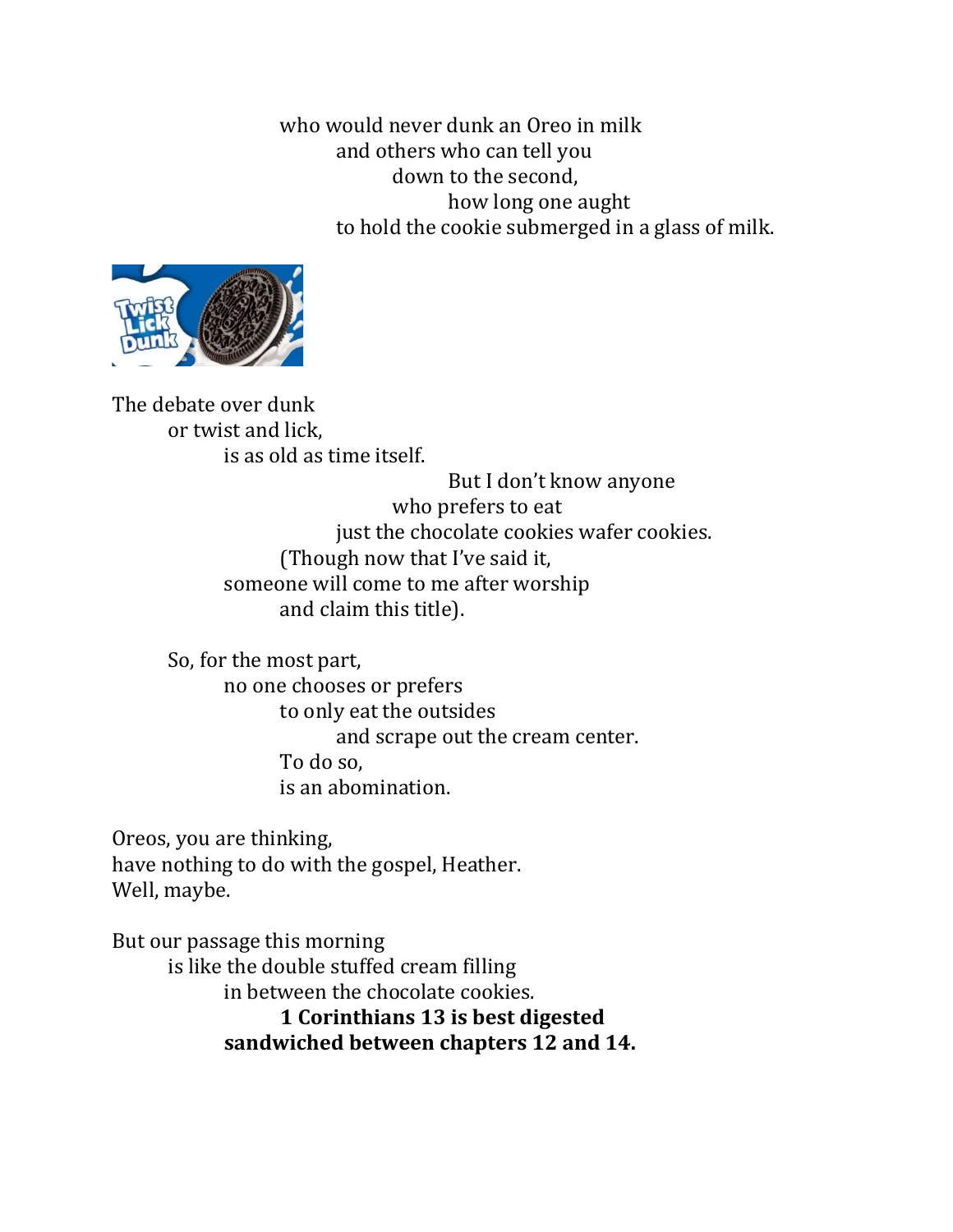who would never dunk an Oreo in milk
and others who can tell you
down to the second,
how long one aught
to hold the cookie submerged in a glass of milk.

The debate over dunk
or twist and lick,
is as old as time itself.
But I don't know anyone
who prefers to eat
just the chocolate cookies wafer cookies.
(Though now that I've said it,
someone will come to me after worship
and claim this title).

So, for the most part,
no one chooses or prefers
to only eat the outsides
and scrape out the cream center.
To do so,
is an abomination.

Oreos, you are thinking,
have nothing to do with the gospel, Heather.
Well, maybe.

But our passage this morning
is like the double stuffed cream filling
in between the chocolate cookies.
**1 Corinthians 13 is best digested**
**sandwiched between chapters 12 and 14.**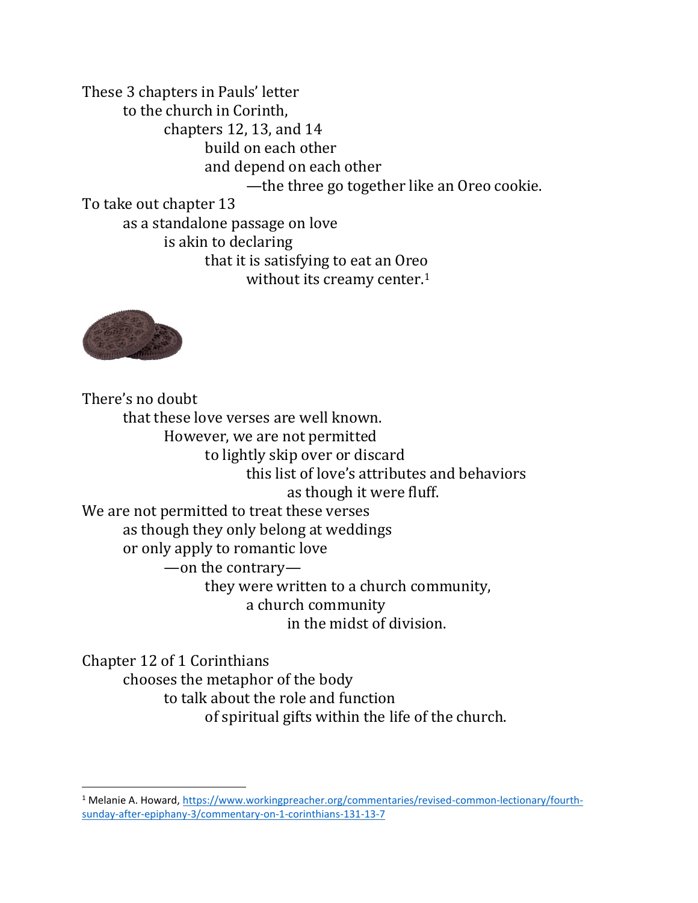These 3 chapters in Pauls' letter
to the church in Corinth,
chapters 12, 13, and 14
build on each other
and depend on each other
—the three go together like an Oreo cookie.
To take out chapter 13
as a standalone passage on love
is akin to declaring
that it is satisfying to eat an Oreo
without its creamy center.[1]

There's no doubt
that these love verses are well known.
However, we are not permitted
to lightly skip over or discard
this list of love's attributes and behaviors
as though it were fluff.
We are not permitted to treat these verses
as though they only belong at weddings
or only apply to romantic love
—on the contrary—
they were written to a church community,
a church community
in the midst of division.

Chapter 12 of 1 Corinthians
chooses the metaphor of the body
to talk about the role and function
of spiritual gifts within the life of the church.

---

[1] Melanie A. Howard, https://www.workingpreacher.org/commentaries/revised-common-lectionary/fourth-sunday-after-epiphany-3/commentary-on-1-corinthians-131-13-7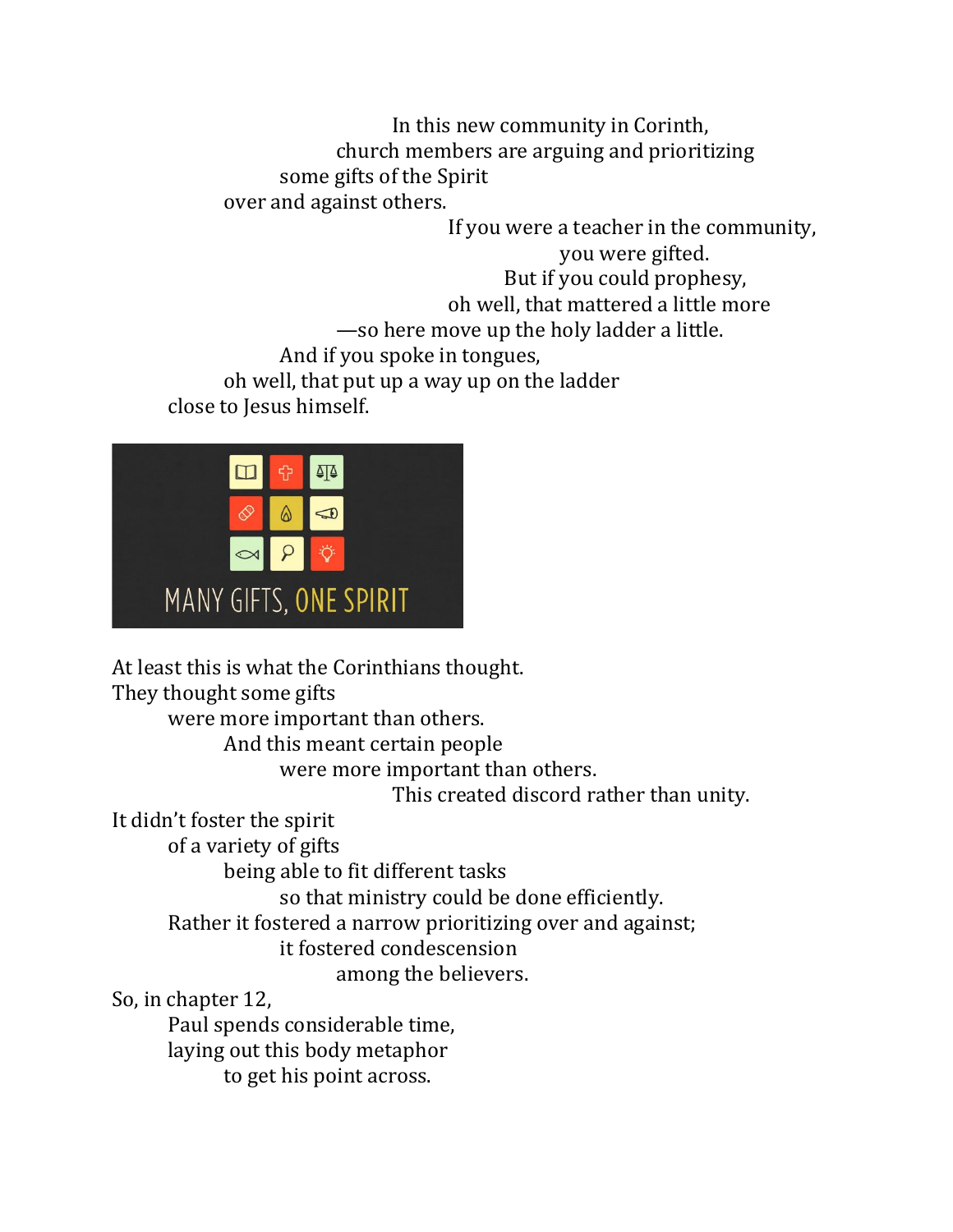In this new community in Corinth,
church members are arguing and prioritizing
some gifts of the Spirit
over and against others.
If you were a teacher in the community,
you were gifted.
But if you could prophesy,
oh well, that mattered a little more
—so here move up the holy ladder a little.
And if you spoke in tongues,
oh well, that put up a way up on the ladder
close to Jesus himself.

MANY GIFTS, ONE SPIRIT

At least this is what the Corinthians thought.
They thought some gifts
were more important than others.
And this meant certain people
were more important than others.
This created discord rather than unity.
It didn't foster the spirit
of a variety of gifts
being able to fit different tasks
so that ministry could be done efficiently.
Rather it fostered a narrow prioritizing over and against;
it fostered condescension
among the believers.
So, in chapter 12,
Paul spends considerable time,
laying out this body metaphor
to get his point across.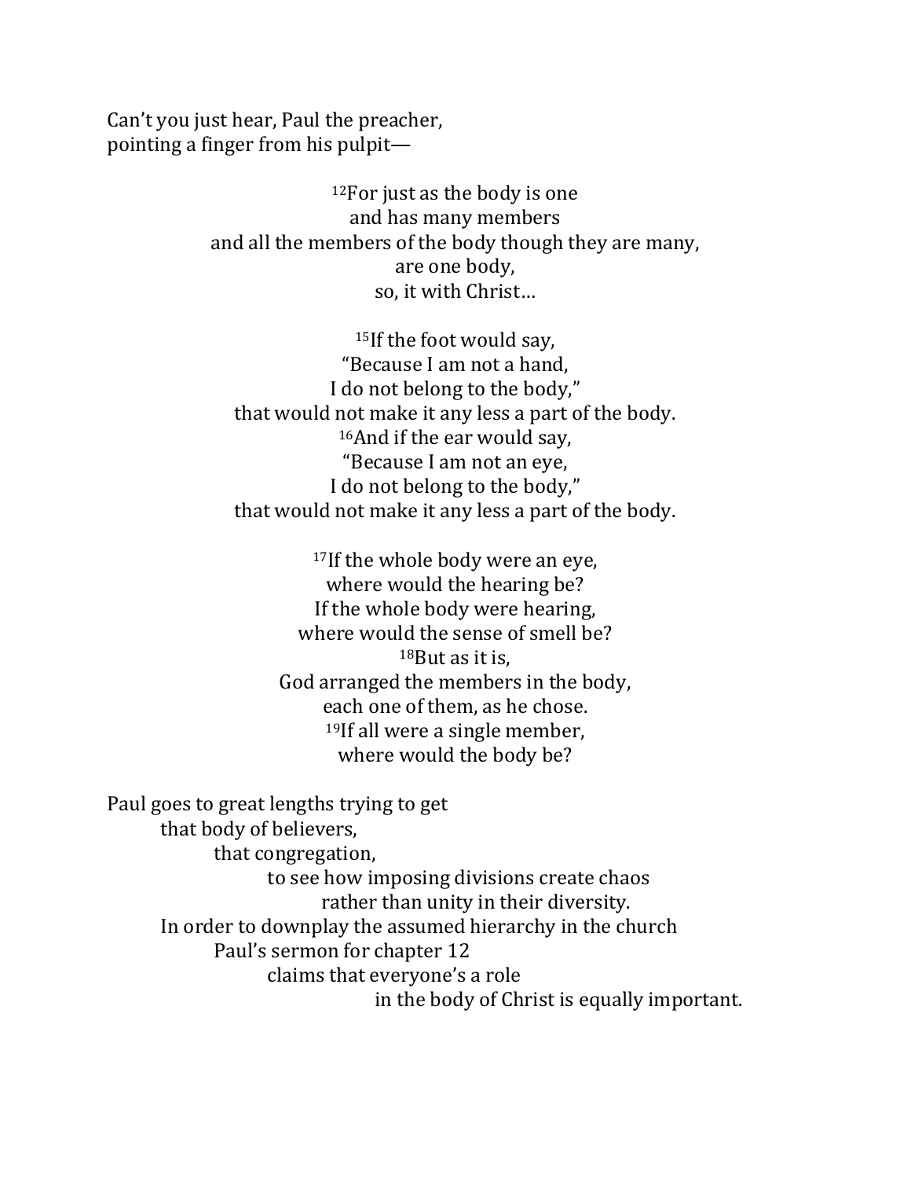Can't you just hear, Paul the preacher,
pointing a finger from his pulpit—

[12]For just as the body is one
and has many members
and all the members of the body though they are many,
are one body,
so, it with Christ…

[15]If the foot would say,
"Because I am not a hand,
I do not belong to the body,"
that would not make it any less a part of the body.
[16]And if the ear would say,
"Because I am not an eye,
I do not belong to the body,"
that would not make it any less a part of the body.

[17]If the whole body were an eye,
where would the hearing be?
If the whole body were hearing,
where would the sense of smell be?
[18]But as it is,
God arranged the members in the body,
each one of them, as he chose.
[19]If all were a single member,
where would the body be?

Paul goes to great lengths trying to get
that body of believers,
that congregation,
to see how imposing divisions create chaos
rather than unity in their diversity.
In order to downplay the assumed hierarchy in the church
Paul's sermon for chapter 12
claims that everyone's a role
in the body of Christ is equally important.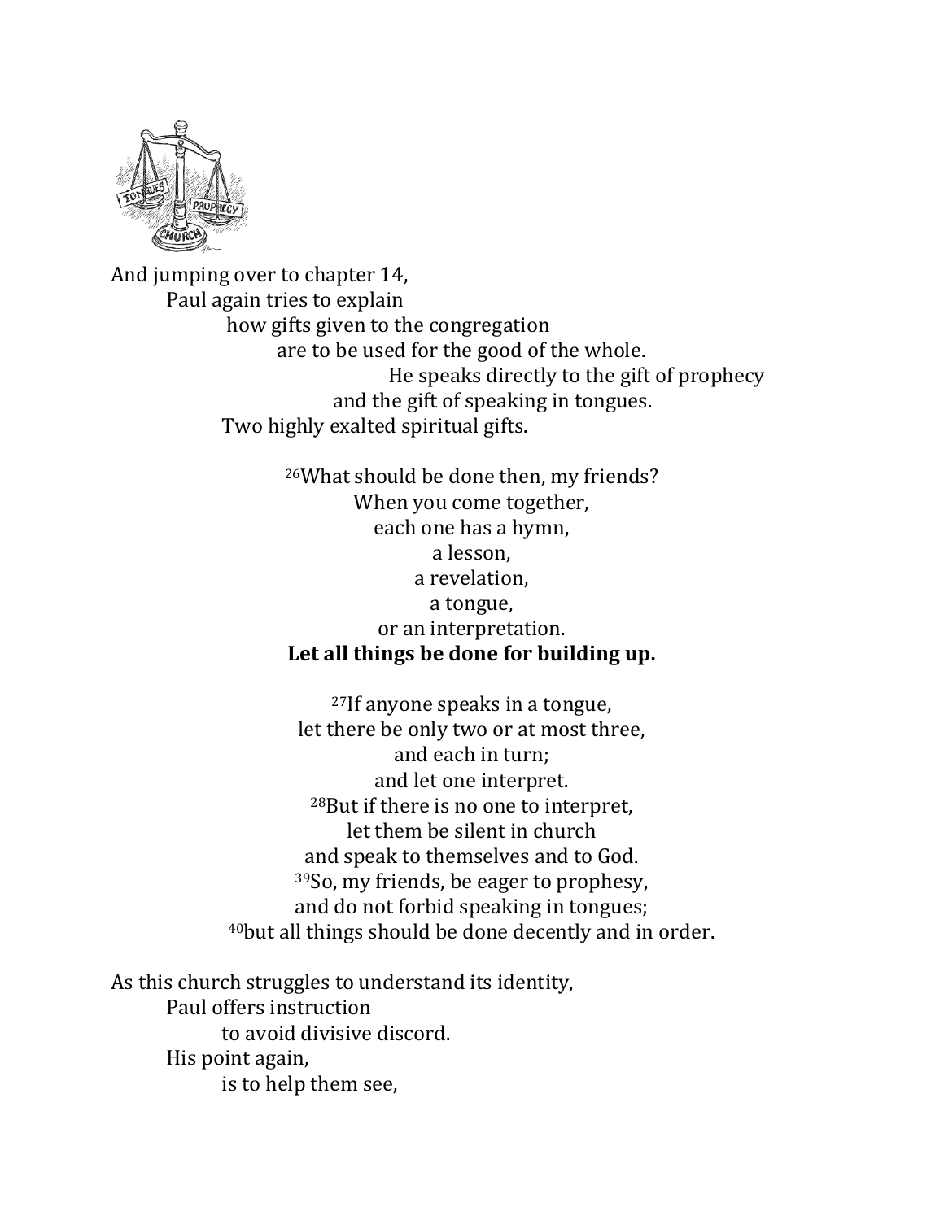And jumping over to chapter 14,
Paul again tries to explain
how gifts given to the congregation
are to be used for the good of the whole.
He speaks directly to the gift of prophecy
and the gift of speaking in tongues.
Two highly exalted spiritual gifts.

[26]What should be done then, my friends?
When you come together,
each one has a hymn,
a lesson,
a revelation,
a tongue,
or an interpretation.
**Let all things be done for building up.**

[27]If anyone speaks in a tongue,
let there be only two or at most three,
and each in turn;
and let one interpret.
[28]But if there is no one to interpret,
let them be silent in church
and speak to themselves and to God.
[39]So, my friends, be eager to prophesy,
and do not forbid speaking in tongues;
[40]but all things should be done decently and in order.

As this church struggles to understand its identity,
Paul offers instruction
to avoid divisive discord.
His point again,
is to help them see,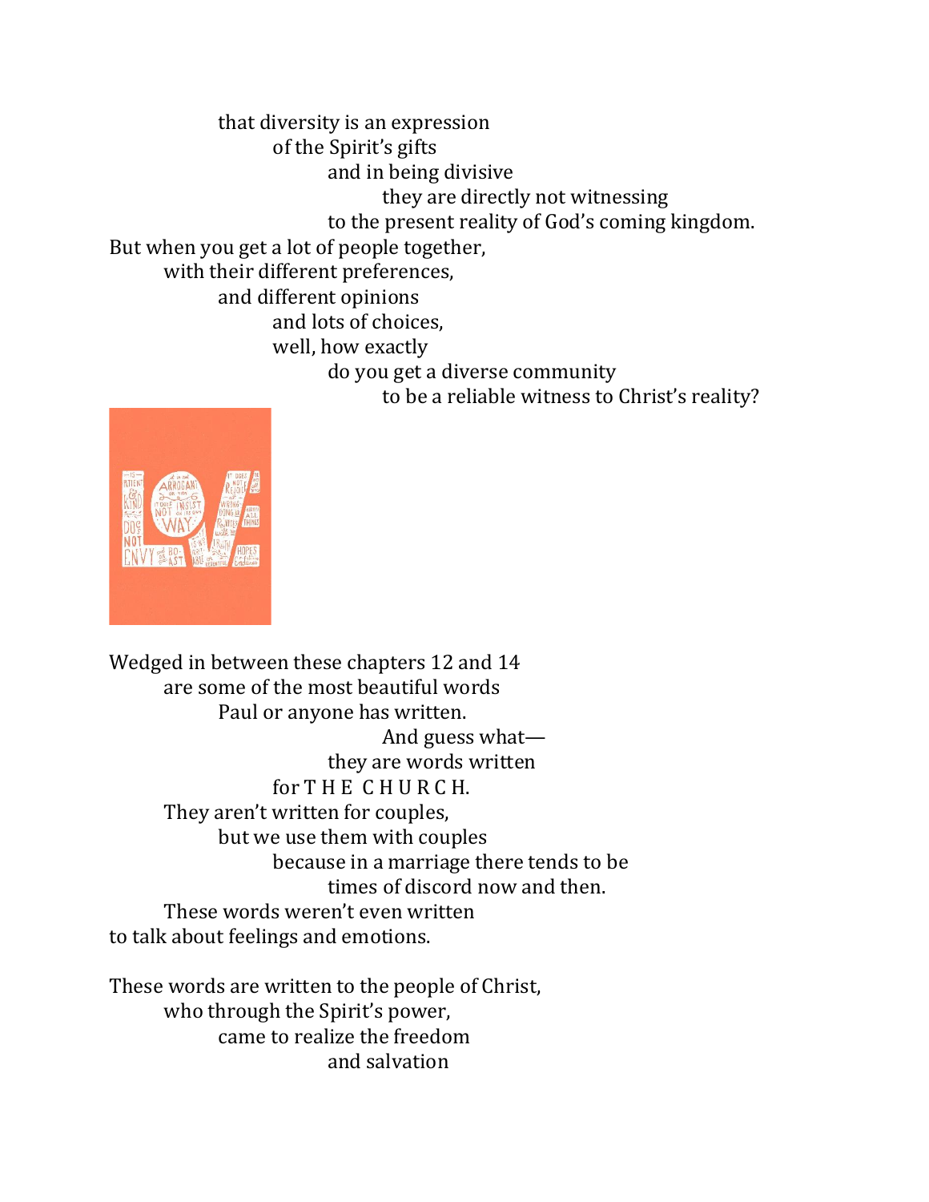that diversity is an expression
of the Spirit's gifts
and in being divisive
they are directly not witnessing
to the present reality of God's coming kingdom.
But when you get a lot of people together,
with their different preferences,
and different opinions
and lots of choices,
well, how exactly
do you get a diverse community
to be a reliable witness to Christ's reality?

Wedged in between these chapters 12 and 14
are some of the most beautiful words
Paul or anyone has written.
And guess what—
they are words written
for T H E C H U R C H.
They aren't written for couples,
but we use them with couples
because in a marriage there tends to be
times of discord now and then.
These words weren't even written
to talk about feelings and emotions.

These words are written to the people of Christ,
who through the Spirit's power,
came to realize the freedom
and salvation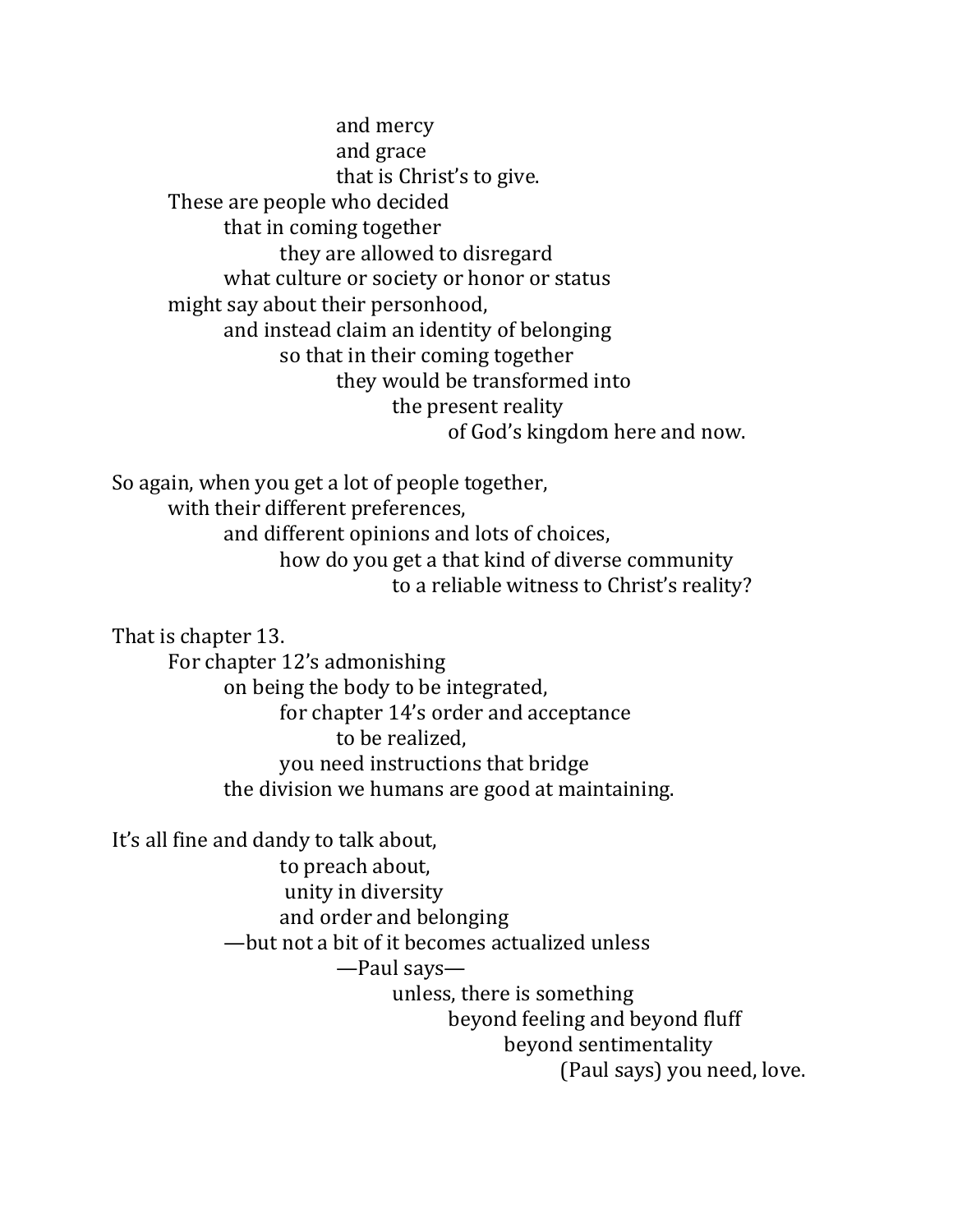and mercy
and grace
that is Christ's to give.
These are people who decided
that in coming together
they are allowed to disregard
what culture or society or honor or status
might say about their personhood,
and instead claim an identity of belonging
so that in their coming together
they would be transformed into
the present reality
of God's kingdom here and now.

So again, when you get a lot of people together,
with their different preferences,
and different opinions and lots of choices,
how do you get a that kind of diverse community
to a reliable witness to Christ's reality?

That is chapter 13.
For chapter 12's admonishing
on being the body to be integrated,
for chapter 14's order and acceptance
to be realized,
you need instructions that bridge
the division we humans are good at maintaining.

It's all fine and dandy to talk about,
to preach about,
unity in diversity
and order and belonging
—but not a bit of it becomes actualized unless
—Paul says—
unless, there is something
beyond feeling and beyond fluff
beyond sentimentality
(Paul says) you need, love.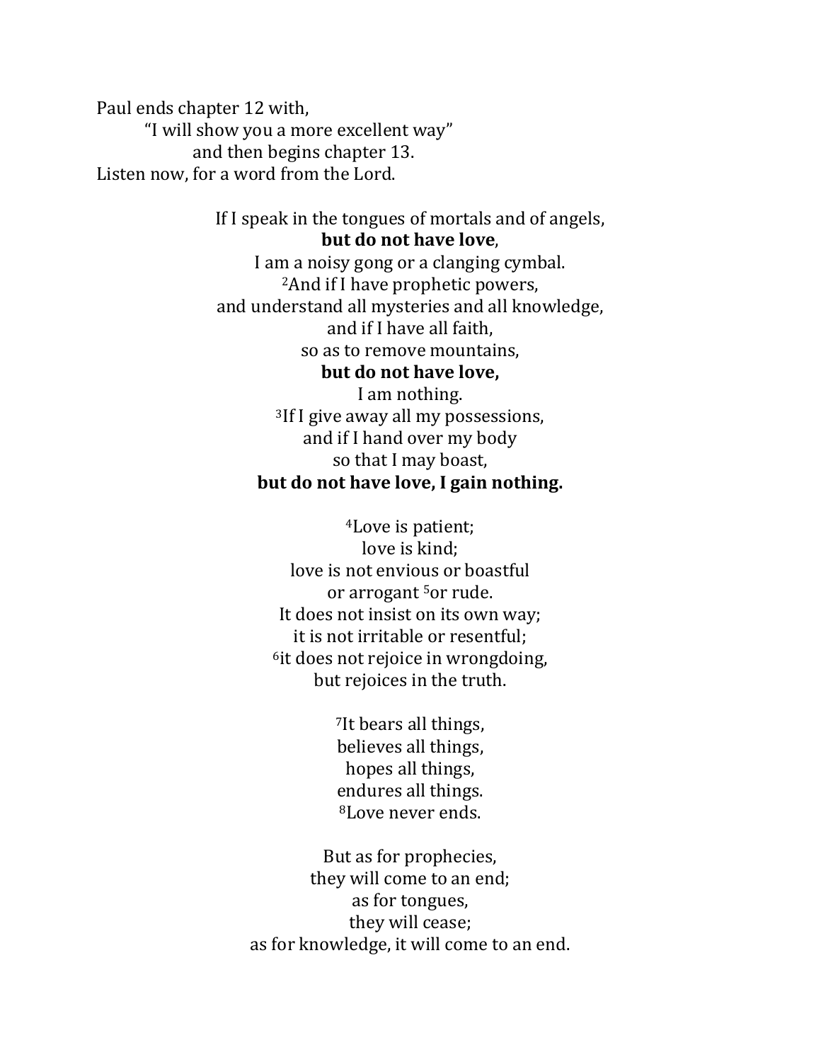Paul ends chapter 12 with,
"I will show you a more excellent way"
and then begins chapter 13.
Listen now, for a word from the Lord.

If I speak in the tongues of mortals and of angels,
**but do not have love**,
I am a noisy gong or a clanging cymbal.
[2]And if I have prophetic powers,
and understand all mysteries and all knowledge,
and if I have all faith,
so as to remove mountains,
**but do not have love,**
I am nothing.
[3]If I give away all my possessions,
and if I hand over my body
so that I may boast,
**but do not have love, I gain nothing.**

[4]Love is patient;
love is kind;
love is not envious or boastful
or arrogant [5]or rude.
It does not insist on its own way;
it is not irritable or resentful;
[6]it does not rejoice in wrongdoing,
but rejoices in the truth.

[7]It bears all things,
believes all things,
hopes all things,
endures all things.
[8]Love never ends.

But as for prophecies,
they will come to an end;
as for tongues,
they will cease;
as for knowledge, it will come to an end.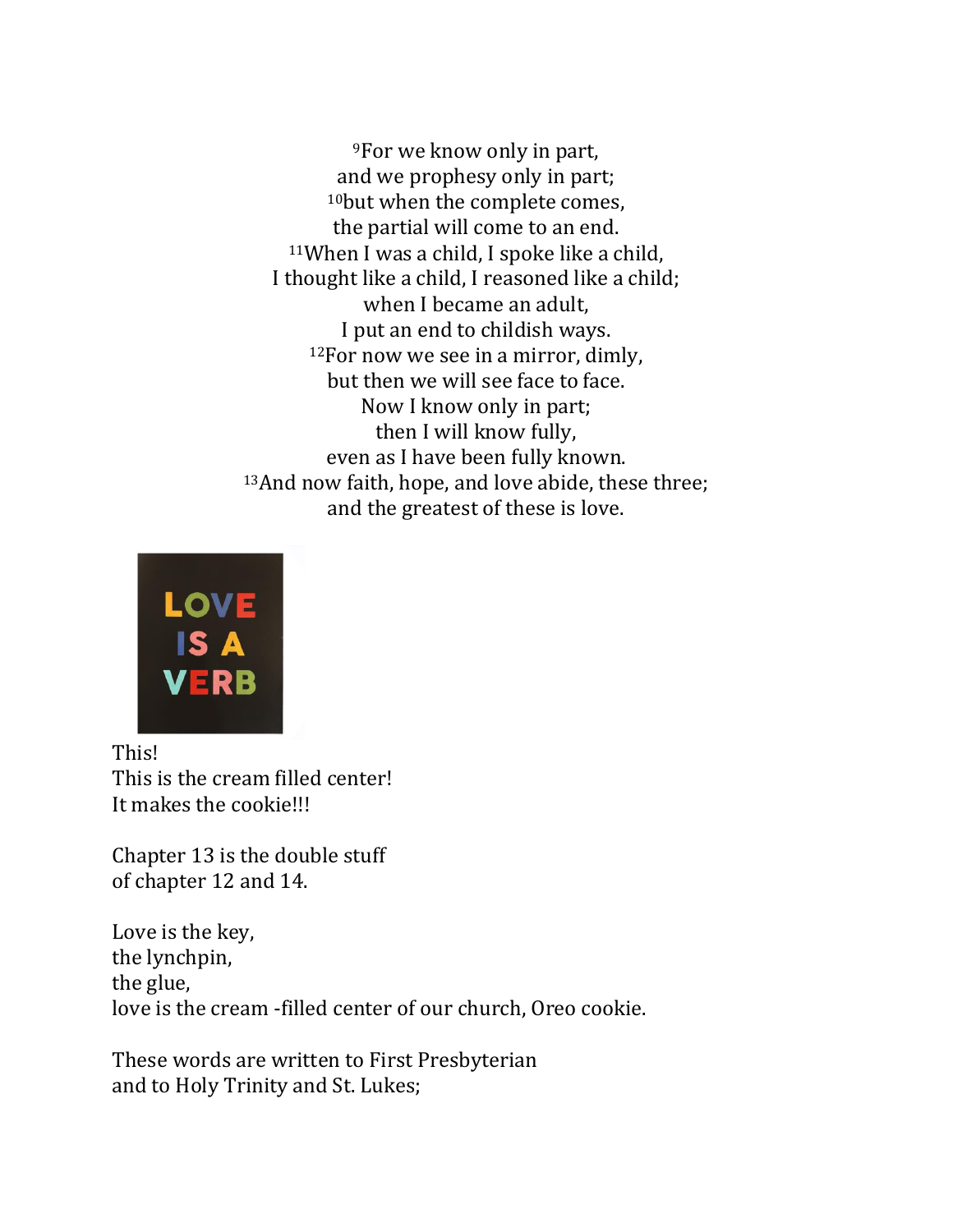[9]For we know only in part,
and we prophesy only in part;
[10]but when the complete comes,
the partial will come to an end.
[11]When I was a child, I spoke like a child,
I thought like a child, I reasoned like a child;
when I became an adult,
I put an end to childish ways.
[12]For now we see in a mirror, dimly,
but then we will see face to face.
Now I know only in part;
then I will know fully,
even as I have been fully known.
[13]And now faith, hope, and love abide, these three;
and the greatest of these is love.

LOVE IS A VERB

This!
This is the cream filled center!
It makes the cookie!!!

Chapter 13 is the double stuff
of chapter 12 and 14.

Love is the key,
the lynchpin,
the glue,
love is the cream -filled center of our church, Oreo cookie.

These words are written to First Presbyterian
and to Holy Trinity and St. Lukes;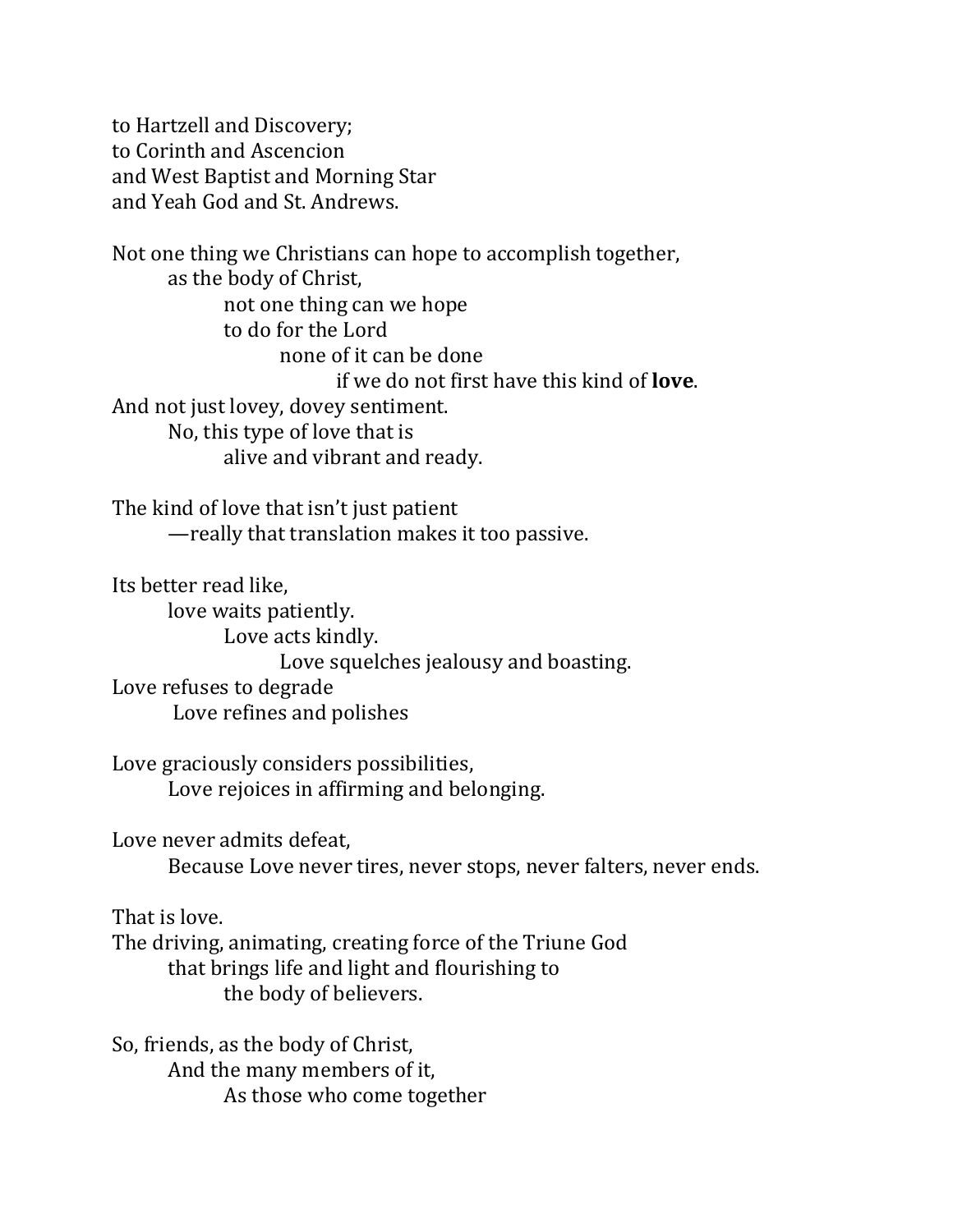to Hartzell and Discovery;
to Corinth and Ascencion
and West Baptist and Morning Star
and Yeah God and St. Andrews.

Not one thing we Christians can hope to accomplish together,
as the body of Christ,
not one thing can we hope
to do for the Lord
none of it can be done
if we do not first have this kind of **love**.
And not just lovey, dovey sentiment.
No, this type of love that is
alive and vibrant and ready.

The kind of love that isn't just patient
—really that translation makes it too passive.

Its better read like,
love waits patiently.
Love acts kindly.
Love squelches jealousy and boasting.
Love refuses to degrade
Love refines and polishes

Love graciously considers possibilities,
Love rejoices in affirming and belonging.

Love never admits defeat,
Because Love never tires, never stops, never falters, never ends.

That is love.
The driving, animating, creating force of the Triune God
that brings life and light and flourishing to
the body of believers.

So, friends, as the body of Christ,
And the many members of it,
As those who come together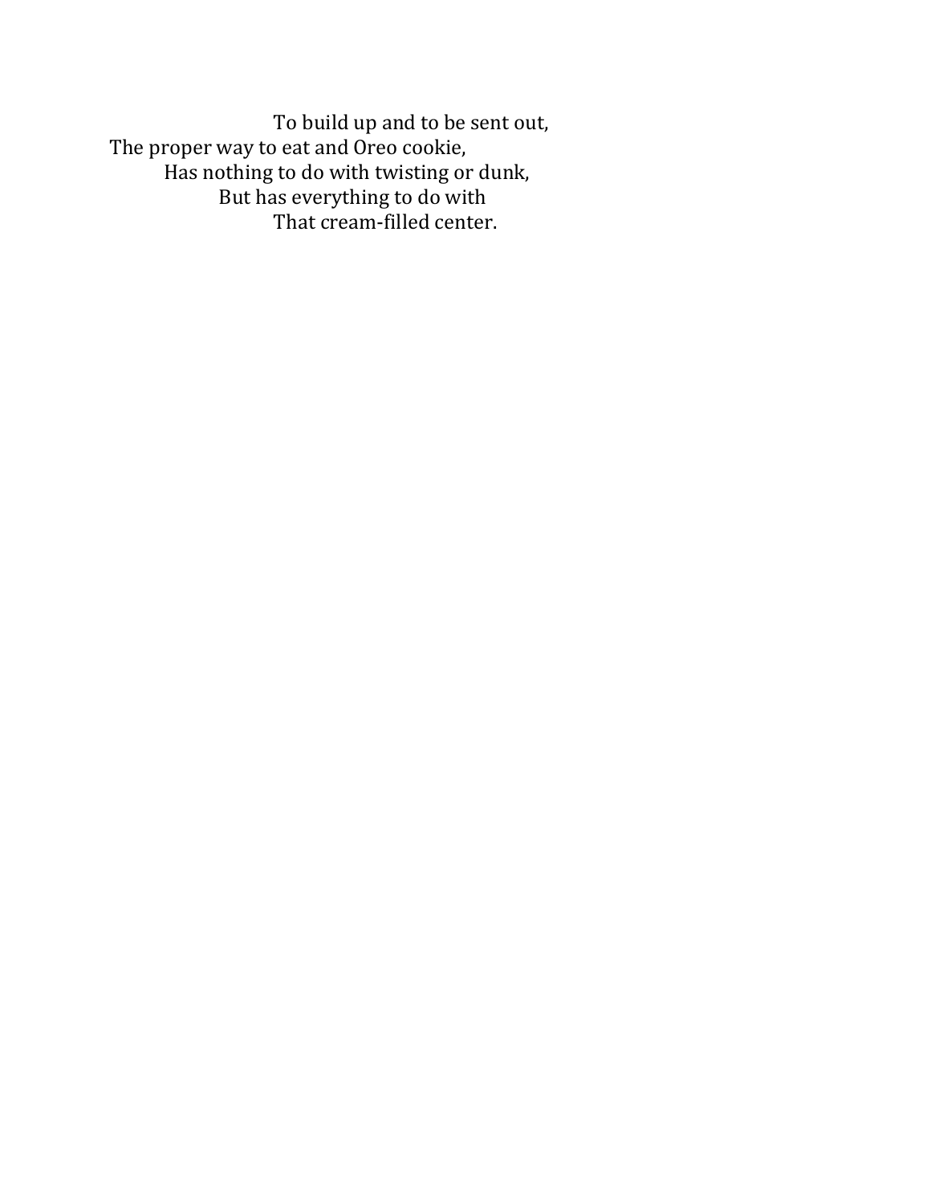To build up and to be sent out,
The proper way to eat and Oreo cookie,
Has nothing to do with twisting or dunk,
But has everything to do with
That cream-filled center.